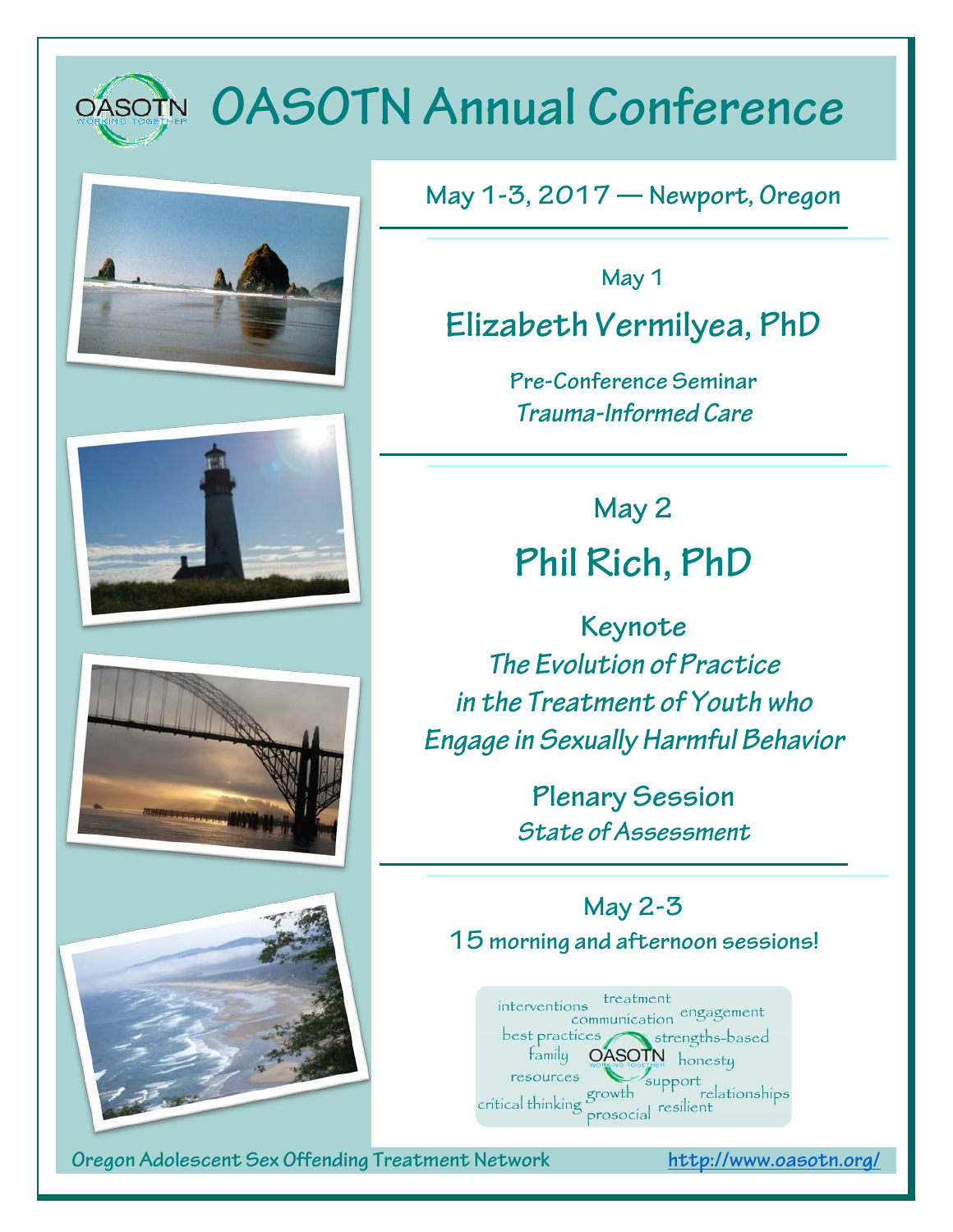# OASOTN Annual Conference

**May 1-3, 2017 — Newport, Oregon**

---

May 1

## Elizabeth Vermilyea, PhD

**Pre-Conference Seminar**
***Trauma-Informed Care***

---

May 2

## Phil Rich, PhD

**Keynote**
***The Evolution of Practice in the Treatment of Youth who Engage in Sexually Harmful Behavior***

**Plenary Session**
***State of Assessment***

---

**May 2-3**
**15 morning and afternoon sessions!**

Oregon Adolescent Sex Offending Treatment Network — http://www.oasotn.org/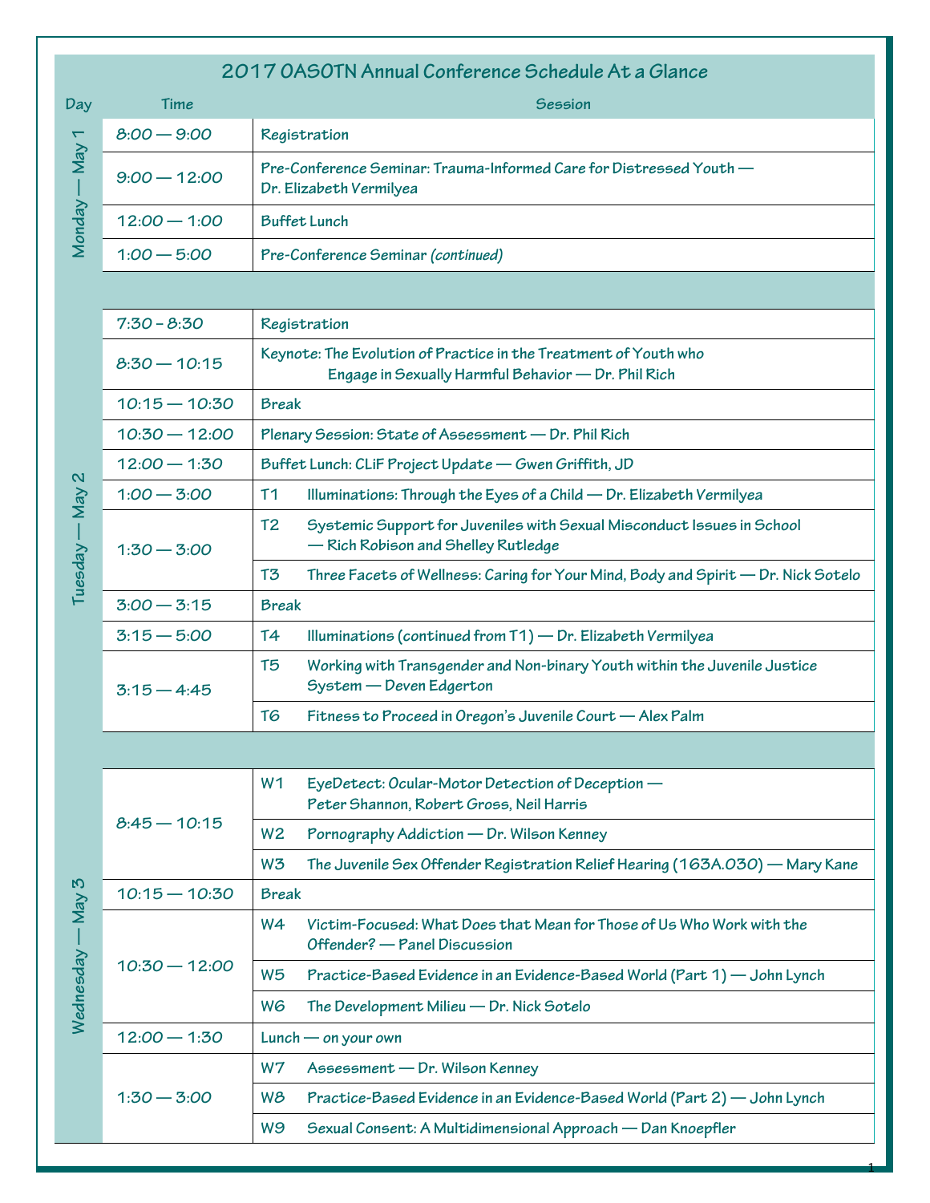# 2017 OASOTN Annual Conference Schedule At a Glance

| Day | Time | Session |
| --- | --- | --- |
| Monday — May 1 | 8:00 — 9:00 | Registration |
| | 9:00 — 12:00 | Pre-Conference Seminar: Trauma-Informed Care for Distressed Youth — Dr. Elizabeth Vermilyea |
| | 12:00 — 1:00 | Buffet Lunch |
| | 1:00 — 5:00 | Pre-Conference Seminar *(continued)* |
| Tuesday — May 2 | 7:30 – 8:30 | Registration |
| | 8:30 — 10:15 | Keynote: The Evolution of Practice in the Treatment of Youth who Engage in Sexually Harmful Behavior — Dr. Phil Rich |
| | 10:15 — 10:30 | Break |
| | 10:30 — 12:00 | Plenary Session: State of Assessment — Dr. Phil Rich |
| | 12:00 — 1:30 | Buffet Lunch: CLiF Project Update — Gwen Griffith, JD |
| | 1:00 — 3:00 | T1 Illuminations: Through the Eyes of a Child — Dr. Elizabeth Vermilyea |
| | 1:30 — 3:00 | T2 Systemic Support for Juveniles with Sexual Misconduct Issues in School — Rich Robison and Shelley Rutledge |
| | | T3 Three Facets of Wellness: Caring for Your Mind, Body and Spirit — Dr. Nick Sotelo |
| | 3:00 — 3:15 | Break |
| | 3:15 — 5:00 | T4 Illuminations (continued from T1) — Dr. Elizabeth Vermilyea |
| | 3:15 — 4:45 | T5 Working with Transgender and Non-binary Youth within the Juvenile Justice System — Deven Edgerton |
| | | T6 Fitness to Proceed in Oregon's Juvenile Court — Alex Palm |
| Wednesday — May 3 | 8:45 — 10:15 | W1 EyeDetect: Ocular-Motor Detection of Deception — Peter Shannon, Robert Gross, Neil Harris |
| | | W2 Pornography Addiction — Dr. Wilson Kenney |
| | | W3 The Juvenile Sex Offender Registration Relief Hearing (163A.030) — Mary Kane |
| | 10:15 — 10:30 | Break |
| | 10:30 — 12:00 | W4 Victim-Focused: What Does that Mean for Those of Us Who Work with the Offender? — Panel Discussion |
| | | W5 Practice-Based Evidence in an Evidence-Based World (Part 1) — John Lynch |
| | | W6 The Development Milieu — Dr. Nick Sotelo |
| | 12:00 — 1:30 | Lunch — on your own |
| | 1:30 — 3:00 | W7 Assessment — Dr. Wilson Kenney |
| | | W8 Practice-Based Evidence in an Evidence-Based World (Part 2) — John Lynch |
| | | W9 Sexual Consent: A Multidimensional Approach — Dan Knoepfler |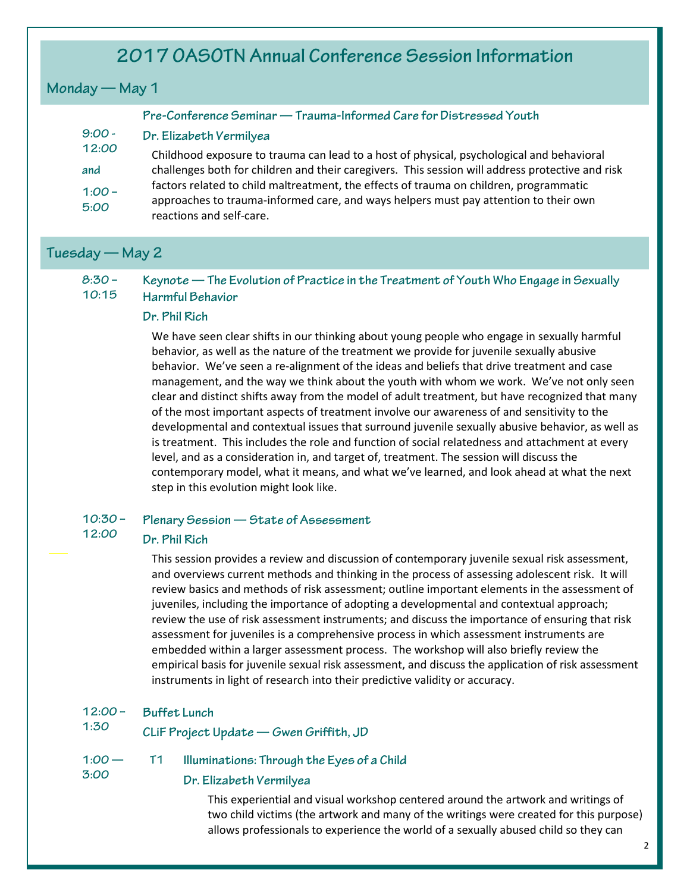# 2017 OASOTN Annual Conference Session Information

## Monday — May 1

**9:00 - 12:00 and 1:00 – 5:00**

### Pre-Conference Seminar — Trauma-Informed Care for Distressed Youth

**Dr. Elizabeth Vermilyea**

Childhood exposure to trauma can lead to a host of physical, psychological and behavioral challenges both for children and their caregivers. This session will address protective and risk factors related to child maltreatment, the effects of trauma on children, programmatic approaches to trauma-informed care, and ways helpers must pay attention to their own reactions and self-care.

## Tuesday — May 2

**8:30 – 10:15**

### Keynote — The Evolution of Practice in the Treatment of Youth Who Engage in Sexually Harmful Behavior

**Dr. Phil Rich**

We have seen clear shifts in our thinking about young people who engage in sexually harmful behavior, as well as the nature of the treatment we provide for juvenile sexually abusive behavior. We've seen a re-alignment of the ideas and beliefs that drive treatment and case management, and the way we think about the youth with whom we work. We've not only seen clear and distinct shifts away from the model of adult treatment, but have recognized that many of the most important aspects of treatment involve our awareness of and sensitivity to the developmental and contextual issues that surround juvenile sexually abusive behavior, as well as is treatment. This includes the role and function of social relatedness and attachment at every level, and as a consideration in, and target of, treatment. The session will discuss the contemporary model, what it means, and what we've learned, and look ahead at what the next step in this evolution might look like.

**10:30 – 12:00**

### Plenary Session — State of Assessment

**Dr. Phil Rich**

This session provides a review and discussion of contemporary juvenile sexual risk assessment, and overviews current methods and thinking in the process of assessing adolescent risk. It will review basics and methods of risk assessment; outline important elements in the assessment of juveniles, including the importance of adopting a developmental and contextual approach; review the use of risk assessment instruments; and discuss the importance of ensuring that risk assessment for juveniles is a comprehensive process in which assessment instruments are embedded within a larger assessment process. The workshop will also briefly review the empirical basis for juvenile sexual risk assessment, and discuss the application of risk assessment instruments in light of research into their predictive validity or accuracy.

**12:00 – 1:30**

### Buffet Lunch

**CLiF Project Update — Gwen Griffith, JD**

**1:00 — 3:00**

### T1 Illuminations: Through the Eyes of a Child

**Dr. Elizabeth Vermilyea**

This experiential and visual workshop centered around the artwork and writings of two child victims (the artwork and many of the writings were created for this purpose) allows professionals to experience the world of a sexually abused child so they can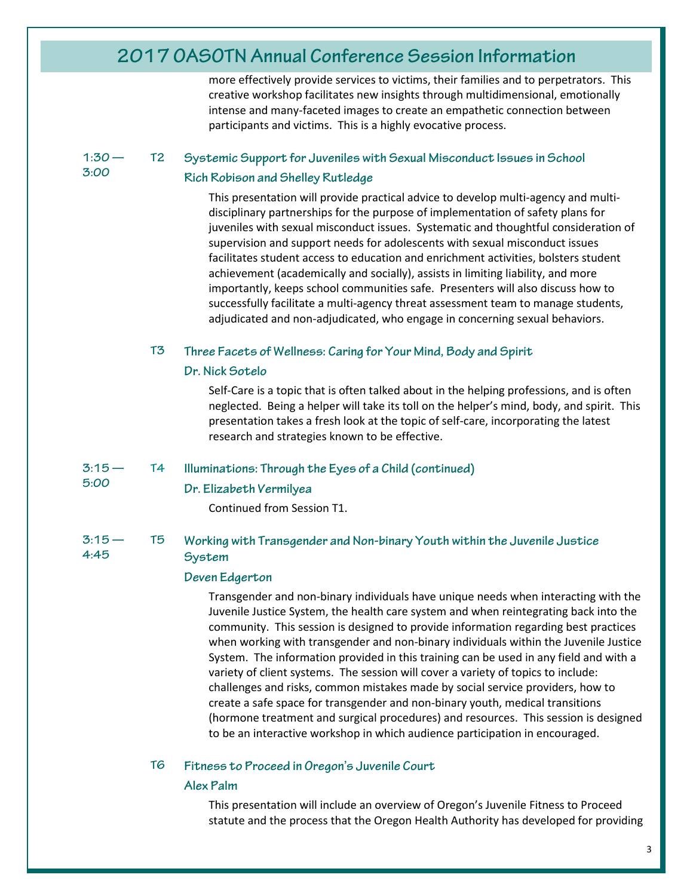more effectively provide services to victims, their families and to perpetrators. This creative workshop facilitates new insights through multidimensional, emotionally intense and many-faceted images to create an empathetic connection between participants and victims. This is a highly evocative process.

**1:30 — 3:00**

### T2 Systemic Support for Juveniles with Sexual Misconduct Issues in School

**Rich Robison and Shelley Rutledge**

This presentation will provide practical advice to develop multi-agency and multi-disciplinary partnerships for the purpose of implementation of safety plans for juveniles with sexual misconduct issues. Systematic and thoughtful consideration of supervision and support needs for adolescents with sexual misconduct issues facilitates student access to education and enrichment activities, bolsters student achievement (academically and socially), assists in limiting liability, and more importantly, keeps school communities safe. Presenters will also discuss how to successfully facilitate a multi-agency threat assessment team to manage students, adjudicated and non-adjudicated, who engage in concerning sexual behaviors.

### T3 Three Facets of Wellness: Caring for Your Mind, Body and Spirit

**Dr. Nick Sotelo**

Self-Care is a topic that is often talked about in the helping professions, and is often neglected. Being a helper will take its toll on the helper's mind, body, and spirit. This presentation takes a fresh look at the topic of self-care, incorporating the latest research and strategies known to be effective.

**3:15 — 5:00**

### T4 Illuminations: Through the Eyes of a Child (continued)

**Dr. Elizabeth Vermilyea**

Continued from Session T1.

**3:15 — 4:45**

### T5 Working with Transgender and Non-binary Youth within the Juvenile Justice System

**Deven Edgerton**

Transgender and non-binary individuals have unique needs when interacting with the Juvenile Justice System, the health care system and when reintegrating back into the community. This session is designed to provide information regarding best practices when working with transgender and non-binary individuals within the Juvenile Justice System. The information provided in this training can be used in any field and with a variety of client systems. The session will cover a variety of topics to include: challenges and risks, common mistakes made by social service providers, how to create a safe space for transgender and non-binary youth, medical transitions (hormone treatment and surgical procedures) and resources. This session is designed to be an interactive workshop in which audience participation in encouraged.

### T6 Fitness to Proceed in Oregon's Juvenile Court

**Alex Palm**

This presentation will include an overview of Oregon's Juvenile Fitness to Proceed statute and the process that the Oregon Health Authority has developed for providing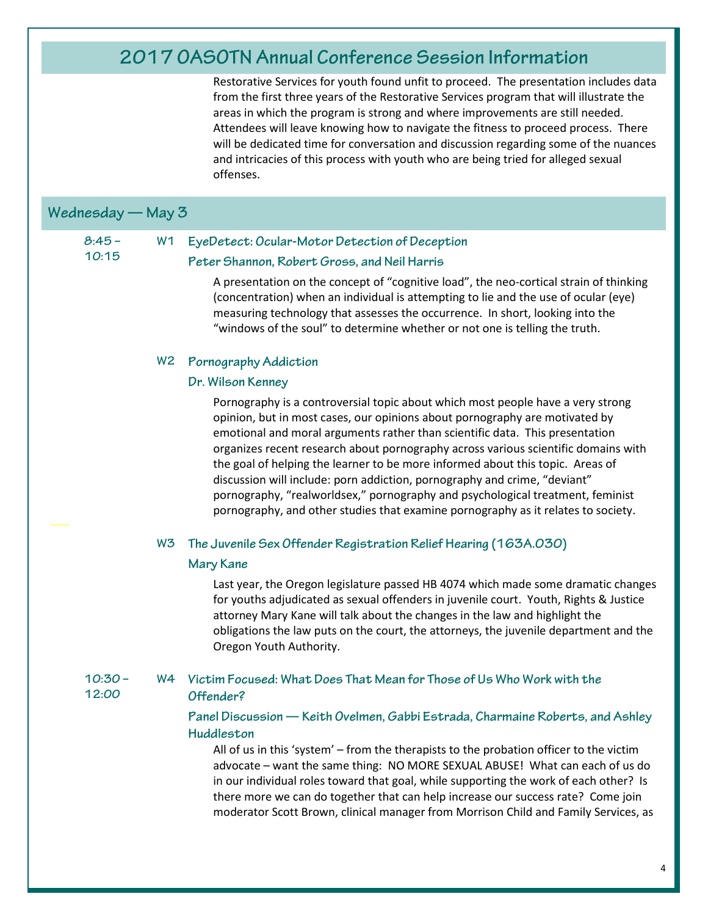Restorative Services for youth found unfit to proceed. The presentation includes data from the first three years of the Restorative Services program that will illustrate the areas in which the program is strong and where improvements are still needed. Attendees will leave knowing how to navigate the fitness to proceed process. There will be dedicated time for conversation and discussion regarding some of the nuances and intricacies of this process with youth who are being tried for alleged sexual offenses.

## Wednesday — May 3

**8:45 – 10:15**

### W1 EyeDetect: Ocular-Motor Detection of Deception

**Peter Shannon, Robert Gross, and Neil Harris**

A presentation on the concept of "cognitive load", the neo-cortical strain of thinking (concentration) when an individual is attempting to lie and the use of ocular (eye) measuring technology that assesses the occurrence. In short, looking into the "windows of the soul" to determine whether or not one is telling the truth.

### W2 Pornography Addiction

**Dr. Wilson Kenney**

Pornography is a controversial topic about which most people have a very strong opinion, but in most cases, our opinions about pornography are motivated by emotional and moral arguments rather than scientific data. This presentation organizes recent research about pornography across various scientific domains with the goal of helping the learner to be more informed about this topic. Areas of discussion will include: porn addiction, pornography and crime, "deviant" pornography, "realworldsex," pornography and psychological treatment, feminist pornography, and other studies that examine pornography as it relates to society.

### W3 The Juvenile Sex Offender Registration Relief Hearing (163A.030)

**Mary Kane**

Last year, the Oregon legislature passed HB 4074 which made some dramatic changes for youths adjudicated as sexual offenders in juvenile court. Youth, Rights & Justice attorney Mary Kane will talk about the changes in the law and highlight the obligations the law puts on the court, the attorneys, the juvenile department and the Oregon Youth Authority.

**10:30 – 12:00**

### W4 Victim Focused: What Does That Mean for Those of Us Who Work with the Offender?

**Panel Discussion — Keith Ovelmen, Gabbi Estrada, Charmaine Roberts, and Ashley Huddleston**

All of us in this 'system' – from the therapists to the probation officer to the victim advocate – want the same thing: NO MORE SEXUAL ABUSE! What can each of us do in our individual roles toward that goal, while supporting the work of each other? Is there more we can do together that can help increase our success rate? Come join moderator Scott Brown, clinical manager from Morrison Child and Family Services, as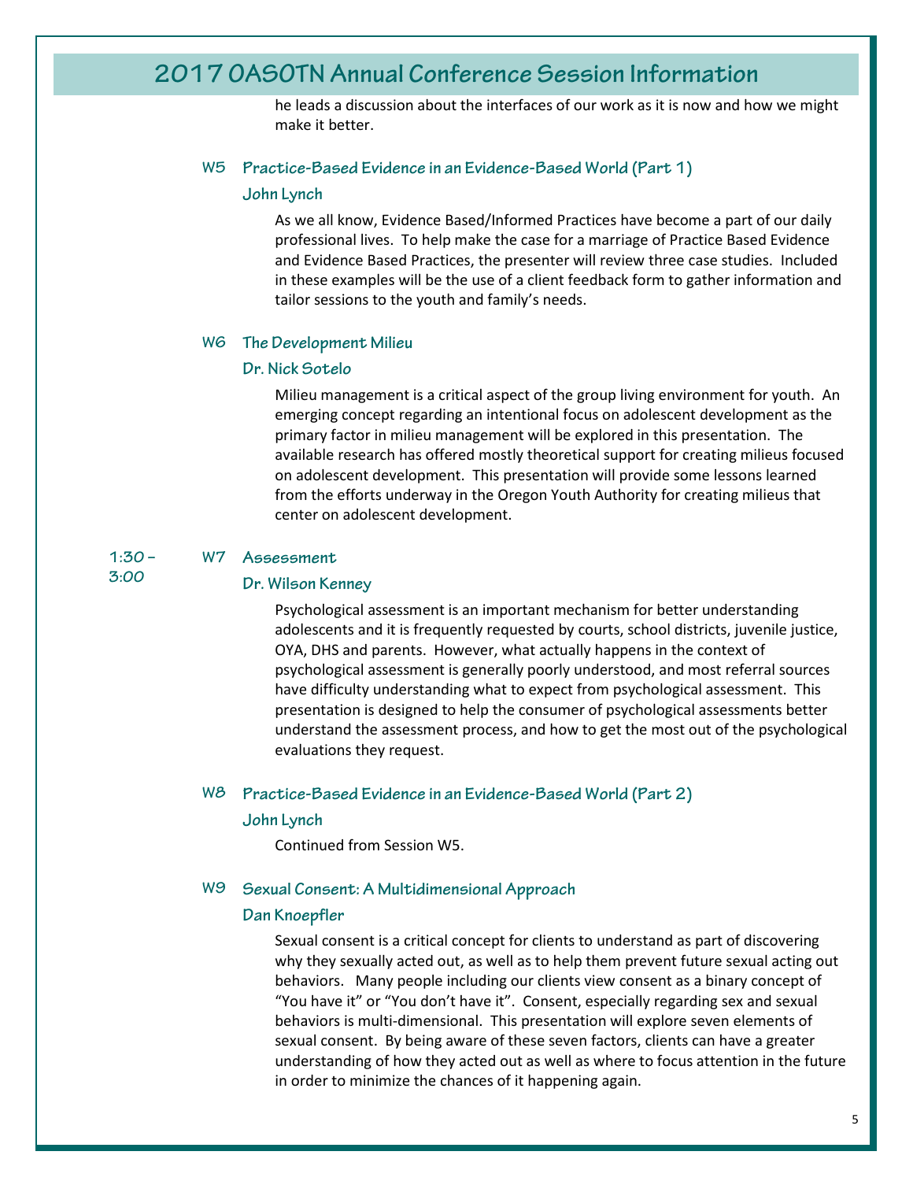he leads a discussion about the interfaces of our work as it is now and how we might make it better.

### W5 Practice-Based Evidence in an Evidence-Based World (Part 1)

**John Lynch**

As we all know, Evidence Based/Informed Practices have become a part of our daily professional lives. To help make the case for a marriage of Practice Based Evidence and Evidence Based Practices, the presenter will review three case studies. Included in these examples will be the use of a client feedback form to gather information and tailor sessions to the youth and family's needs.

### W6 The Development Milieu

**Dr. Nick Sotelo**

Milieu management is a critical aspect of the group living environment for youth. An emerging concept regarding an intentional focus on adolescent development as the primary factor in milieu management will be explored in this presentation. The available research has offered mostly theoretical support for creating milieus focused on adolescent development. This presentation will provide some lessons learned from the efforts underway in the Oregon Youth Authority for creating milieus that center on adolescent development.

**1:30 – 3:00**

### W7 Assessment

**Dr. Wilson Kenney**

Psychological assessment is an important mechanism for better understanding adolescents and it is frequently requested by courts, school districts, juvenile justice, OYA, DHS and parents. However, what actually happens in the context of psychological assessment is generally poorly understood, and most referral sources have difficulty understanding what to expect from psychological assessment. This presentation is designed to help the consumer of psychological assessments better understand the assessment process, and how to get the most out of the psychological evaluations they request.

### W8 Practice-Based Evidence in an Evidence-Based World (Part 2)

**John Lynch**

Continued from Session W5.

### W9 Sexual Consent: A Multidimensional Approach

**Dan Knoepfler**

Sexual consent is a critical concept for clients to understand as part of discovering why they sexually acted out, as well as to help them prevent future sexual acting out behaviors. Many people including our clients view consent as a binary concept of "You have it" or "You don't have it". Consent, especially regarding sex and sexual behaviors is multi-dimensional. This presentation will explore seven elements of sexual consent. By being aware of these seven factors, clients can have a greater understanding of how they acted out as well as where to focus attention in the future in order to minimize the chances of it happening again.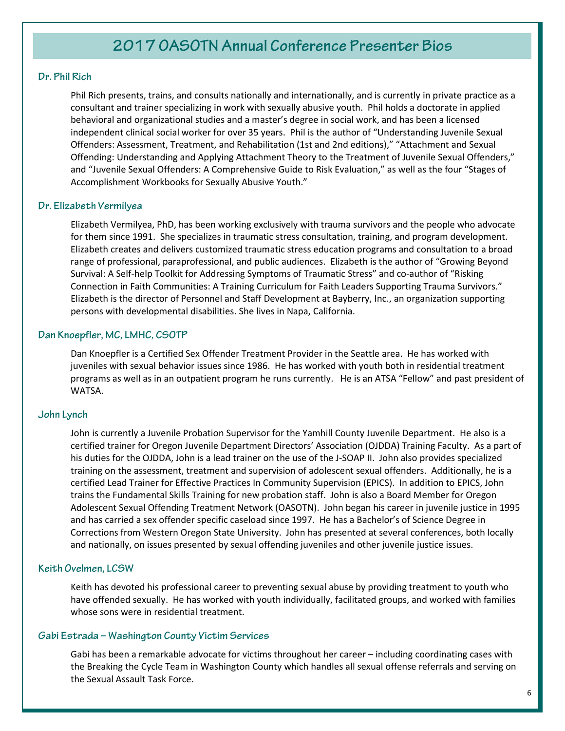# 2017 OASOTN Annual Conference Presenter Bios

### Dr. Phil Rich

Phil Rich presents, trains, and consults nationally and internationally, and is currently in private practice as a consultant and trainer specializing in work with sexually abusive youth. Phil holds a doctorate in applied behavioral and organizational studies and a master's degree in social work, and has been a licensed independent clinical social worker for over 35 years. Phil is the author of "Understanding Juvenile Sexual Offenders: Assessment, Treatment, and Rehabilitation (1st and 2nd editions)," "Attachment and Sexual Offending: Understanding and Applying Attachment Theory to the Treatment of Juvenile Sexual Offenders," and "Juvenile Sexual Offenders: A Comprehensive Guide to Risk Evaluation," as well as the four "Stages of Accomplishment Workbooks for Sexually Abusive Youth."

### Dr. Elizabeth Vermilyea

Elizabeth Vermilyea, PhD, has been working exclusively with trauma survivors and the people who advocate for them since 1991. She specializes in traumatic stress consultation, training, and program development. Elizabeth creates and delivers customized traumatic stress education programs and consultation to a broad range of professional, paraprofessional, and public audiences. Elizabeth is the author of "Growing Beyond Survival: A Self-help Toolkit for Addressing Symptoms of Traumatic Stress" and co-author of "Risking Connection in Faith Communities: A Training Curriculum for Faith Leaders Supporting Trauma Survivors." Elizabeth is the director of Personnel and Staff Development at Bayberry, Inc., an organization supporting persons with developmental disabilities. She lives in Napa, California.

### Dan Knoepfler, MC, LMHC, CSOTP

Dan Knoepfler is a Certified Sex Offender Treatment Provider in the Seattle area. He has worked with juveniles with sexual behavior issues since 1986. He has worked with youth both in residential treatment programs as well as in an outpatient program he runs currently. He is an ATSA "Fellow" and past president of WATSA.

### John Lynch

John is currently a Juvenile Probation Supervisor for the Yamhill County Juvenile Department. He also is a certified trainer for Oregon Juvenile Department Directors' Association (OJDDA) Training Faculty. As a part of his duties for the OJDDA, John is a lead trainer on the use of the J-SOAP II. John also provides specialized training on the assessment, treatment and supervision of adolescent sexual offenders. Additionally, he is a certified Lead Trainer for Effective Practices In Community Supervision (EPICS). In addition to EPICS, John trains the Fundamental Skills Training for new probation staff. John is also a Board Member for Oregon Adolescent Sexual Offending Treatment Network (OASOTN). John began his career in juvenile justice in 1995 and has carried a sex offender specific caseload since 1997. He has a Bachelor's of Science Degree in Corrections from Western Oregon State University. John has presented at several conferences, both locally and nationally, on issues presented by sexual offending juveniles and other juvenile justice issues.

### Keith Ovelmen, LCSW

Keith has devoted his professional career to preventing sexual abuse by providing treatment to youth who have offended sexually. He has worked with youth individually, facilitated groups, and worked with families whose sons were in residential treatment.

### Gabi Estrada – Washington County Victim Services

Gabi has been a remarkable advocate for victims throughout her career – including coordinating cases with the Breaking the Cycle Team in Washington County which handles all sexual offense referrals and serving on the Sexual Assault Task Force.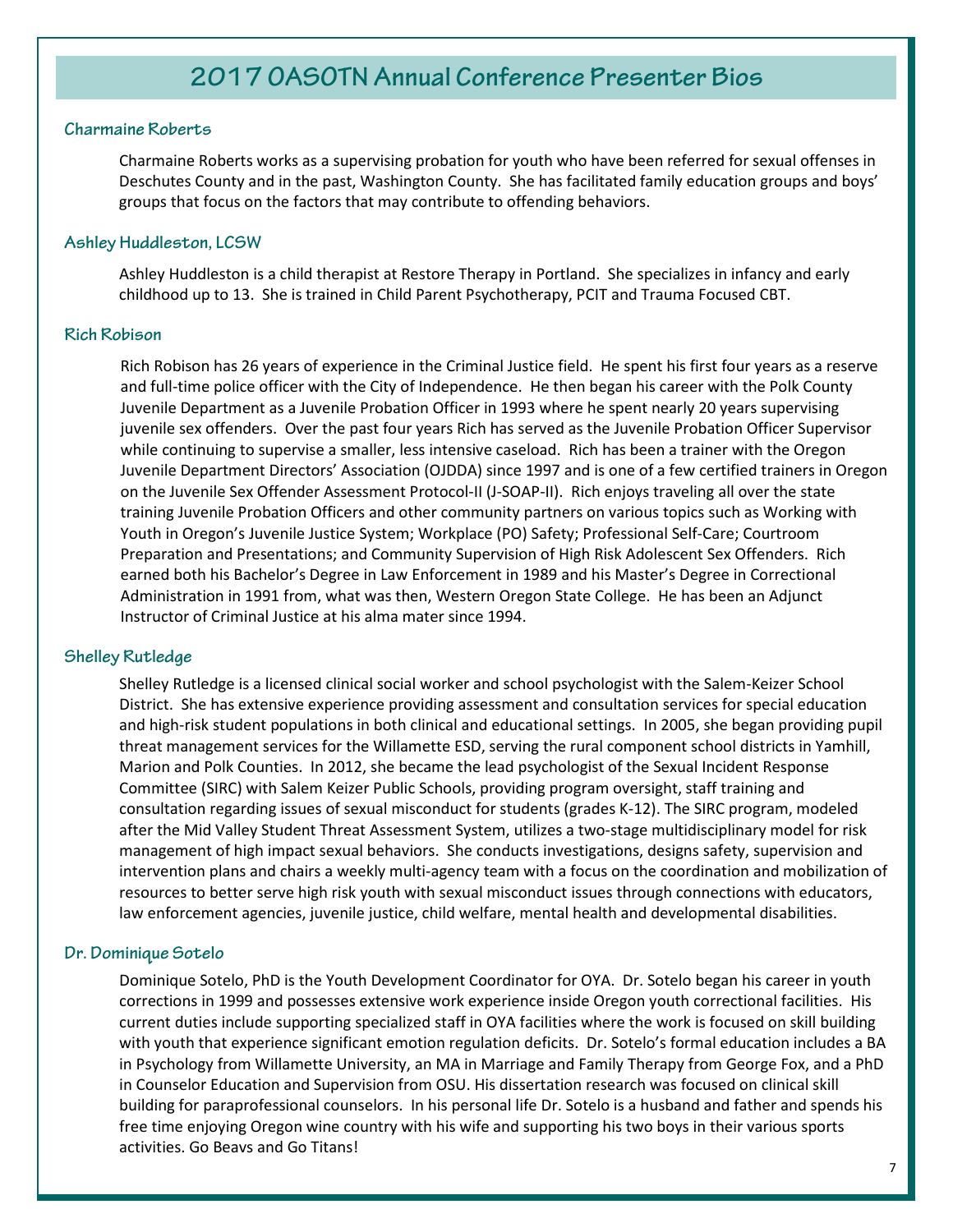# 2017 OASOTN Annual Conference Presenter Bios

### Charmaine Roberts

Charmaine Roberts works as a supervising probation for youth who have been referred for sexual offenses in Deschutes County and in the past, Washington County. She has facilitated family education groups and boys' groups that focus on the factors that may contribute to offending behaviors.

### Ashley Huddleston, LCSW

Ashley Huddleston is a child therapist at Restore Therapy in Portland. She specializes in infancy and early childhood up to 13. She is trained in Child Parent Psychotherapy, PCIT and Trauma Focused CBT.

### Rich Robison

Rich Robison has 26 years of experience in the Criminal Justice field. He spent his first four years as a reserve and full-time police officer with the City of Independence. He then began his career with the Polk County Juvenile Department as a Juvenile Probation Officer in 1993 where he spent nearly 20 years supervising juvenile sex offenders. Over the past four years Rich has served as the Juvenile Probation Officer Supervisor while continuing to supervise a smaller, less intensive caseload. Rich has been a trainer with the Oregon Juvenile Department Directors' Association (OJDDA) since 1997 and is one of a few certified trainers in Oregon on the Juvenile Sex Offender Assessment Protocol-II (J-SOAP-II). Rich enjoys traveling all over the state training Juvenile Probation Officers and other community partners on various topics such as Working with Youth in Oregon's Juvenile Justice System; Workplace (PO) Safety; Professional Self-Care; Courtroom Preparation and Presentations; and Community Supervision of High Risk Adolescent Sex Offenders. Rich earned both his Bachelor's Degree in Law Enforcement in 1989 and his Master's Degree in Correctional Administration in 1991 from, what was then, Western Oregon State College. He has been an Adjunct Instructor of Criminal Justice at his alma mater since 1994.

### Shelley Rutledge

Shelley Rutledge is a licensed clinical social worker and school psychologist with the Salem-Keizer School District. She has extensive experience providing assessment and consultation services for special education and high-risk student populations in both clinical and educational settings. In 2005, she began providing pupil threat management services for the Willamette ESD, serving the rural component school districts in Yamhill, Marion and Polk Counties. In 2012, she became the lead psychologist of the Sexual Incident Response Committee (SIRC) with Salem Keizer Public Schools, providing program oversight, staff training and consultation regarding issues of sexual misconduct for students (grades K-12). The SIRC program, modeled after the Mid Valley Student Threat Assessment System, utilizes a two-stage multidisciplinary model for risk management of high impact sexual behaviors. She conducts investigations, designs safety, supervision and intervention plans and chairs a weekly multi-agency team with a focus on the coordination and mobilization of resources to better serve high risk youth with sexual misconduct issues through connections with educators, law enforcement agencies, juvenile justice, child welfare, mental health and developmental disabilities.

### Dr. Dominique Sotelo

Dominique Sotelo, PhD is the Youth Development Coordinator for OYA. Dr. Sotelo began his career in youth corrections in 1999 and possesses extensive work experience inside Oregon youth correctional facilities. His current duties include supporting specialized staff in OYA facilities where the work is focused on skill building with youth that experience significant emotion regulation deficits. Dr. Sotelo's formal education includes a BA in Psychology from Willamette University, an MA in Marriage and Family Therapy from George Fox, and a PhD in Counselor Education and Supervision from OSU. His dissertation research was focused on clinical skill building for paraprofessional counselors. In his personal life Dr. Sotelo is a husband and father and spends his free time enjoying Oregon wine country with his wife and supporting his two boys in their various sports activities. Go Beavs and Go Titans!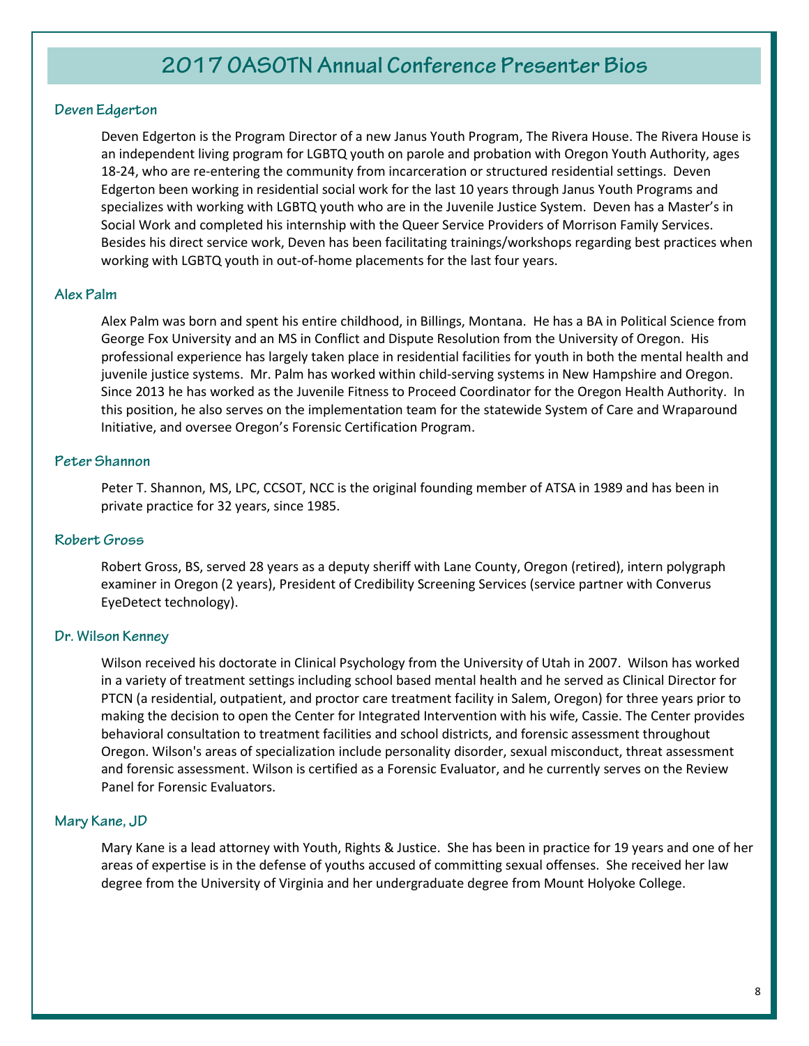# 2017 OASOTN Annual Conference Presenter Bios

### Deven Edgerton

Deven Edgerton is the Program Director of a new Janus Youth Program, The Rivera House. The Rivera House is an independent living program for LGBTQ youth on parole and probation with Oregon Youth Authority, ages 18-24, who are re-entering the community from incarceration or structured residential settings. Deven Edgerton been working in residential social work for the last 10 years through Janus Youth Programs and specializes with working with LGBTQ youth who are in the Juvenile Justice System. Deven has a Master's in Social Work and completed his internship with the Queer Service Providers of Morrison Family Services. Besides his direct service work, Deven has been facilitating trainings/workshops regarding best practices when working with LGBTQ youth in out-of-home placements for the last four years.

### Alex Palm

Alex Palm was born and spent his entire childhood, in Billings, Montana. He has a BA in Political Science from George Fox University and an MS in Conflict and Dispute Resolution from the University of Oregon. His professional experience has largely taken place in residential facilities for youth in both the mental health and juvenile justice systems. Mr. Palm has worked within child-serving systems in New Hampshire and Oregon. Since 2013 he has worked as the Juvenile Fitness to Proceed Coordinator for the Oregon Health Authority. In this position, he also serves on the implementation team for the statewide System of Care and Wraparound Initiative, and oversee Oregon's Forensic Certification Program.

### Peter Shannon

Peter T. Shannon, MS, LPC, CCSOT, NCC is the original founding member of ATSA in 1989 and has been in private practice for 32 years, since 1985.

### Robert Gross

Robert Gross, BS, served 28 years as a deputy sheriff with Lane County, Oregon (retired), intern polygraph examiner in Oregon (2 years), President of Credibility Screening Services (service partner with Converus EyeDetect technology).

### Dr. Wilson Kenney

Wilson received his doctorate in Clinical Psychology from the University of Utah in 2007. Wilson has worked in a variety of treatment settings including school based mental health and he served as Clinical Director for PTCN (a residential, outpatient, and proctor care treatment facility in Salem, Oregon) for three years prior to making the decision to open the Center for Integrated Intervention with his wife, Cassie. The Center provides behavioral consultation to treatment facilities and school districts, and forensic assessment throughout Oregon. Wilson's areas of specialization include personality disorder, sexual misconduct, threat assessment and forensic assessment. Wilson is certified as a Forensic Evaluator, and he currently serves on the Review Panel for Forensic Evaluators.

### Mary Kane, JD

Mary Kane is a lead attorney with Youth, Rights & Justice. She has been in practice for 19 years and one of her areas of expertise is in the defense of youths accused of committing sexual offenses. She received her law degree from the University of Virginia and her undergraduate degree from Mount Holyoke College.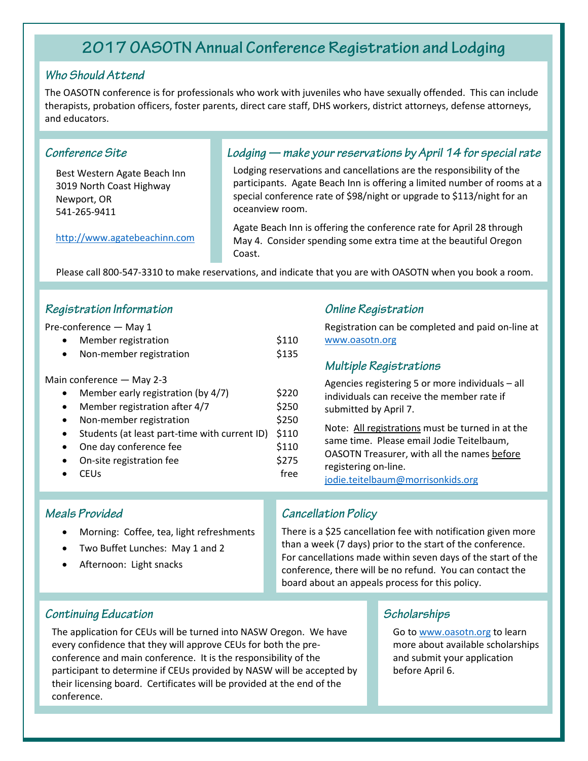# 2017 OASOTN Annual Conference Registration and Lodging

## Who Should Attend

The OASOTN conference is for professionals who work with juveniles who have sexually offended. This can include therapists, probation officers, foster parents, direct care staff, DHS workers, district attorneys, defense attorneys, and educators.

## Conference Site

Best Western Agate Beach Inn
3019 North Coast Highway
Newport, OR
541-265-9411

http://www.agatebeachinn.com

## Lodging — make your reservations by April 14 for special rate

Lodging reservations and cancellations are the responsibility of the participants. Agate Beach Inn is offering a limited number of rooms at a special conference rate of $98/night or upgrade to $113/night for an oceanview room.

Agate Beach Inn is offering the conference rate for April 28 through May 4. Consider spending some extra time at the beautiful Oregon Coast.

Please call 800-547-3310 to make reservations, and indicate that you are with OASOTN when you book a room.

## Registration Information

Pre-conference — May 1

| | |
|---|---|
| Member registration | $110 |
| Non-member registration | $135 |

Main conference — May 2-3

| | |
|---|---|
| Member early registration (by 4/7) | $220 |
| Member registration after 4/7 | $250 |
| Non-member registration | $250 |
| Students (at least part-time with current ID) | $110 |
| One day conference fee | $110 |
| On-site registration fee | $275 |
| CEUs | free |

## Online Registration

Registration can be completed and paid on-line at www.oasotn.org

## Multiple Registrations

Agencies registering 5 or more individuals – all individuals can receive the member rate if submitted by April 7.

Note: All registrations must be turned in at the same time. Please email Jodie Teitelbaum, OASOTN Treasurer, with all the names before registering on-line. jodie.teitelbaum@morrisonkids.org

## Meals Provided

- Morning: Coffee, tea, light refreshments
- Two Buffet Lunches: May 1 and 2
- Afternoon: Light snacks

## Cancellation Policy

There is a $25 cancellation fee with notification given more than a week (7 days) prior to the start of the conference. For cancellations made within seven days of the start of the conference, there will be no refund. You can contact the board about an appeals process for this policy.

## Continuing Education

The application for CEUs will be turned into NASW Oregon. We have every confidence that they will approve CEUs for both the pre-conference and main conference. It is the responsibility of the participant to determine if CEUs provided by NASW will be accepted by their licensing board. Certificates will be provided at the end of the conference.

## Scholarships

Go to www.oasotn.org to learn more about available scholarships and submit your application before April 6.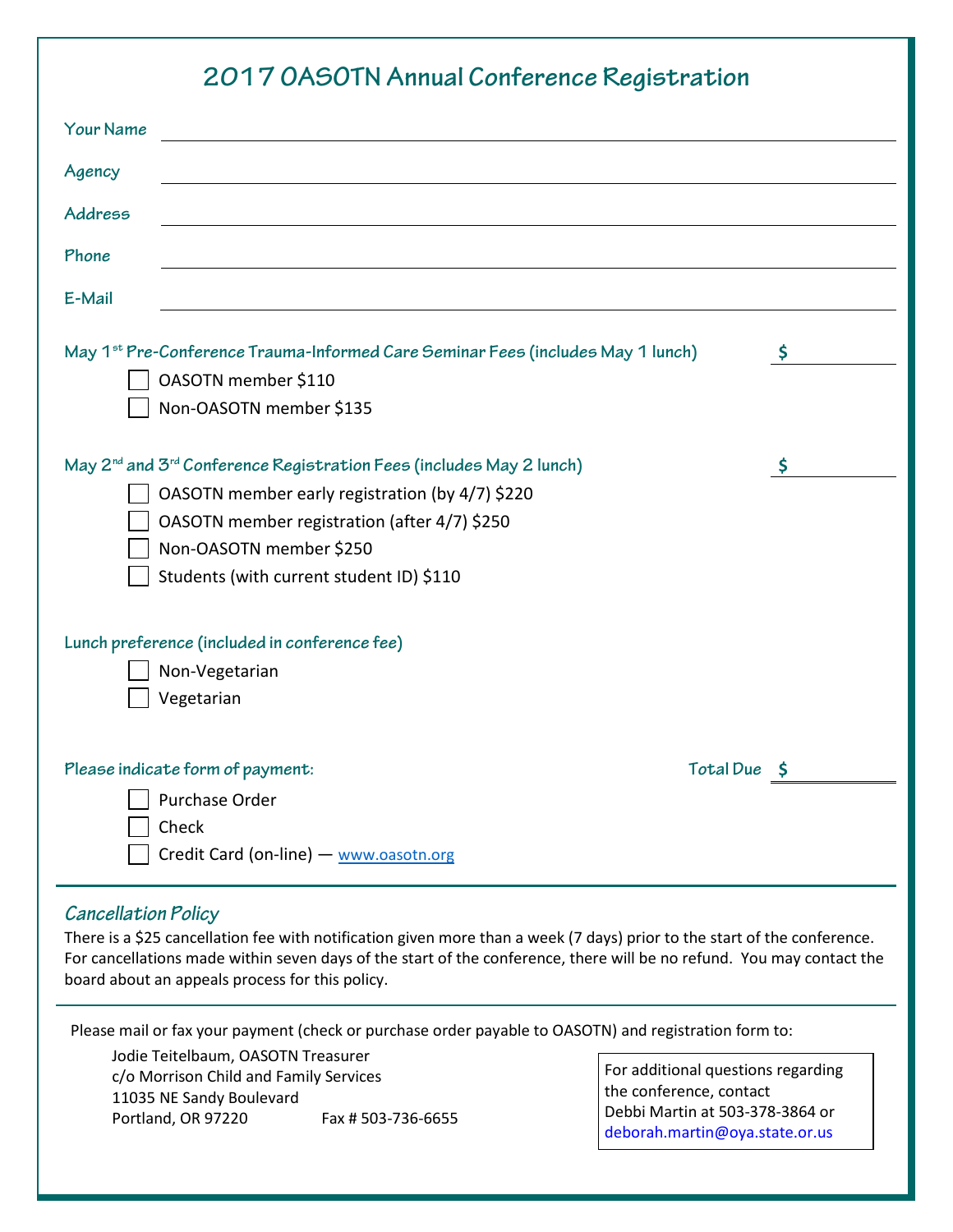# 2017 OASOTN Annual Conference Registration

Your Name ______________________________

Agency ______________________________

Address ______________________________

Phone ______________________________

E-Mail ______________________________

**May 1st Pre-Conference Trauma-Informed Care Seminar Fees (includes May 1 lunch)** $ ________

- ☐ OASOTN member $110
- ☐ Non-OASOTN member $135

**May 2nd and 3rd Conference Registration Fees (includes May 2 lunch)** $ ________

- ☐ OASOTN member early registration (by 4/7) $220
- ☐ OASOTN member registration (after 4/7) $250
- ☐ Non-OASOTN member $250
- ☐ Students (with current student ID) $110

**Lunch preference (included in conference fee)**

- ☐ Non-Vegetarian
- ☐ Vegetarian

**Please indicate form of payment:** **Total Due** $ ________

- ☐ Purchase Order
- ☐ Check
- ☐ Credit Card (on-line) — www.oasotn.org

## *Cancellation Policy*

There is a $25 cancellation fee with notification given more than a week (7 days) prior to the start of the conference. For cancellations made within seven days of the start of the conference, there will be no refund. You may contact the board about an appeals process for this policy.

Please mail or fax your payment (check or purchase order payable to OASOTN) and registration form to:

Jodie Teitelbaum, OASOTN Treasurer
c/o Morrison Child and Family Services
11035 NE Sandy Boulevard
Portland, OR 97220    Fax # 503-736-6655

For additional questions regarding the conference, contact Debbi Martin at 503-378-3864 or deborah.martin@oya.state.or.us